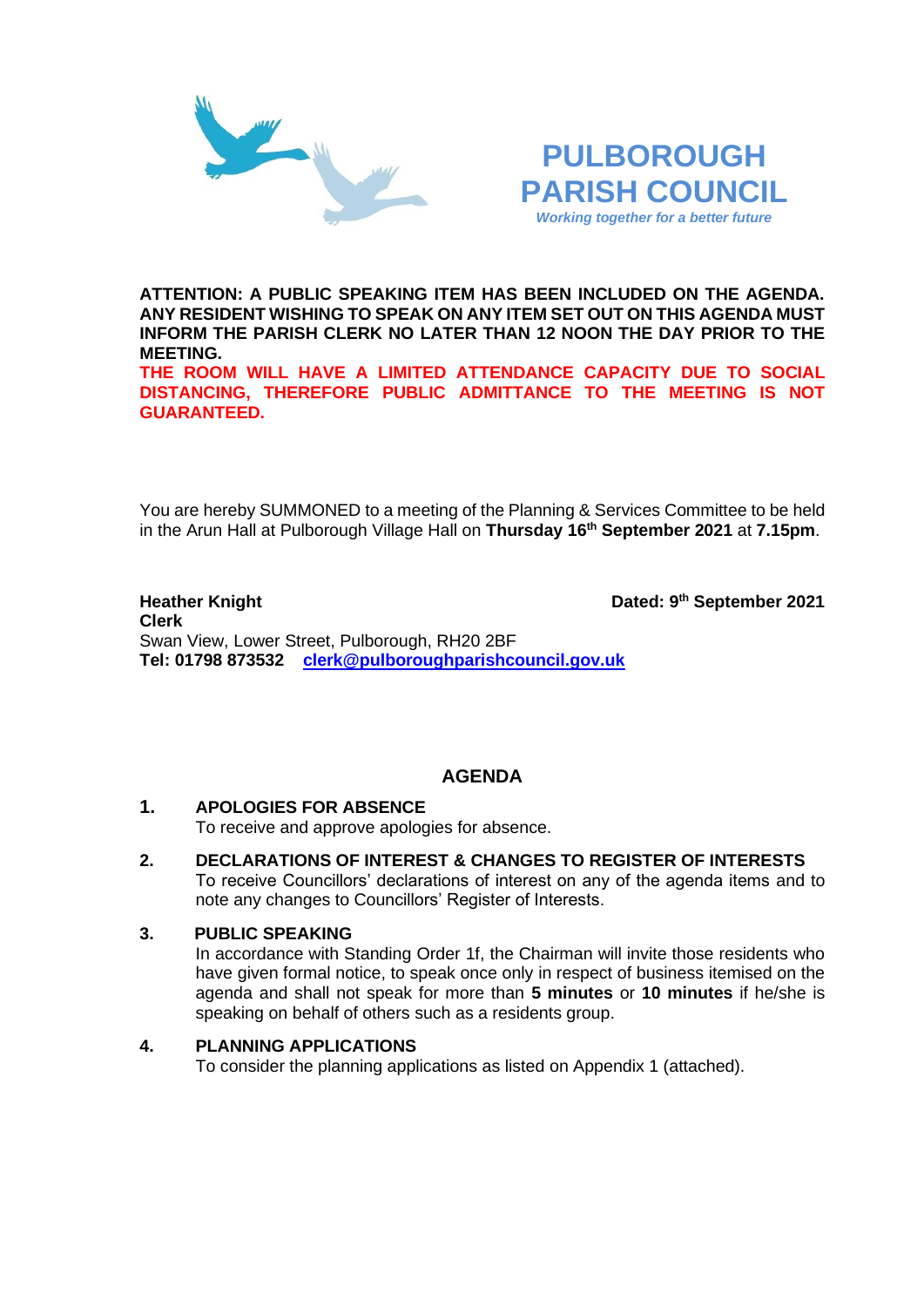# PULBOROUGH PARISH COUNCIL

*Working together for a better future*

**ATTENTION: A PUBLIC SPEAKING ITEM HAS BEEN INCLUDED ON THE AGENDA. ANY RESIDENT WISHING TO SPEAK ON ANY ITEM SET OUT ON THIS AGENDA MUST INFORM THE PARISH CLERK NO LATER THAN 12 NOON THE DAY PRIOR TO THE MEETING.**

**THE ROOM WILL HAVE A LIMITED ATTENDANCE CAPACITY DUE TO SOCIAL DISTANCING, THEREFORE PUBLIC ADMITTANCE TO THE MEETING IS NOT GUARANTEED.**

You are hereby SUMMONED to a meeting of the Planning & Services Committee to be held in the Arun Hall at Pulborough Village Hall on **Thursday 16th September 2021** at **7.15pm**.

**Heather Knight**
**Clerk**
Swan View, Lower Street, Pulborough, RH20 2BF
**Tel: 01798 873532** [clerk@pulboroughparishcouncil.gov.uk](mailto:clerk@pulboroughparishcouncil.gov.uk)

**Dated: 9th September 2021**

## AGENDA

**1. APOLOGIES FOR ABSENCE**
To receive and approve apologies for absence.

**2. DECLARATIONS OF INTEREST & CHANGES TO REGISTER OF INTERESTS**
To receive Councillors' declarations of interest on any of the agenda items and to note any changes to Councillors' Register of Interests.

**3. PUBLIC SPEAKING**
In accordance with Standing Order 1f, the Chairman will invite those residents who have given formal notice, to speak once only in respect of business itemised on the agenda and shall not speak for more than **5 minutes** or **10 minutes** if he/she is speaking on behalf of others such as a residents group.

**4. PLANNING APPLICATIONS**
To consider the planning applications as listed on Appendix 1 (attached).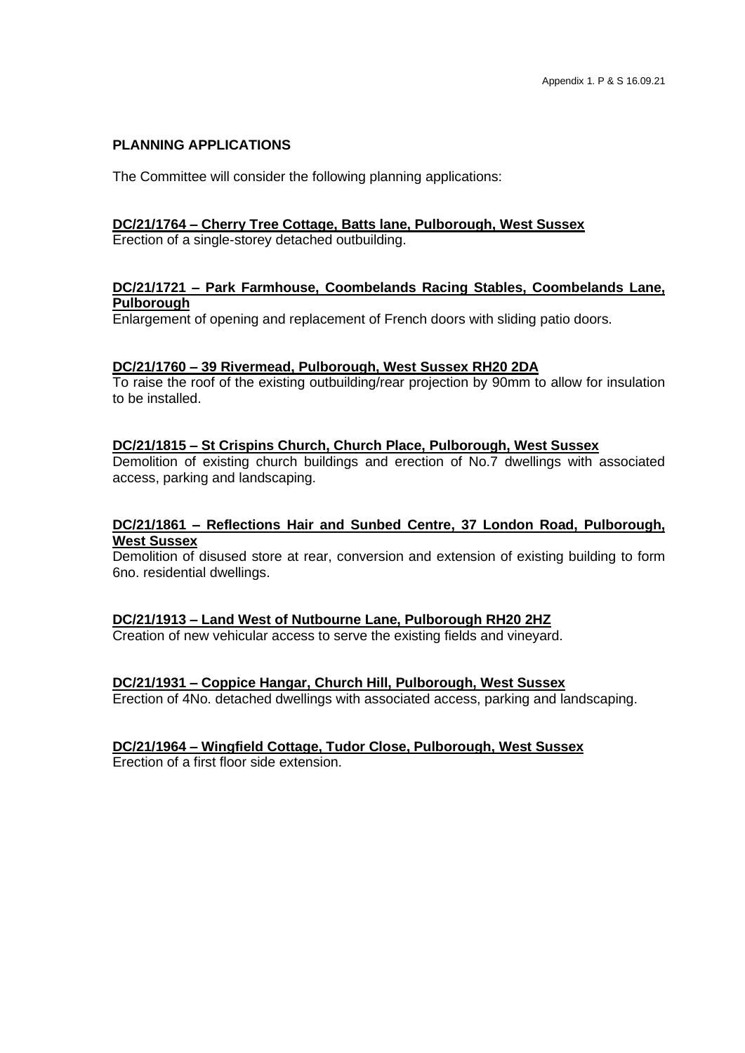**PLANNING APPLICATIONS**

The Committee will consider the following planning applications:

**DC/21/1764 – Cherry Tree Cottage, Batts lane, Pulborough, West Sussex**
Erection of a single-storey detached outbuilding.

**DC/21/1721 – Park Farmhouse, Coombelands Racing Stables, Coombelands Lane, Pulborough**
Enlargement of opening and replacement of French doors with sliding patio doors.

**DC/21/1760 – 39 Rivermead, Pulborough, West Sussex RH20 2DA**
To raise the roof of the existing outbuilding/rear projection by 90mm to allow for insulation to be installed.

**DC/21/1815 – St Crispins Church, Church Place, Pulborough, West Sussex**
Demolition of existing church buildings and erection of No.7 dwellings with associated access, parking and landscaping.

**DC/21/1861 – Reflections Hair and Sunbed Centre, 37 London Road, Pulborough, West Sussex**
Demolition of disused store at rear, conversion and extension of existing building to form 6no. residential dwellings.

**DC/21/1913 – Land West of Nutbourne Lane, Pulborough RH20 2HZ**
Creation of new vehicular access to serve the existing fields and vineyard.

**DC/21/1931 – Coppice Hangar, Church Hill, Pulborough, West Sussex**
Erection of 4No. detached dwellings with associated access, parking and landscaping.

**DC/21/1964 – Wingfield Cottage, Tudor Close, Pulborough, West Sussex**
Erection of a first floor side extension.